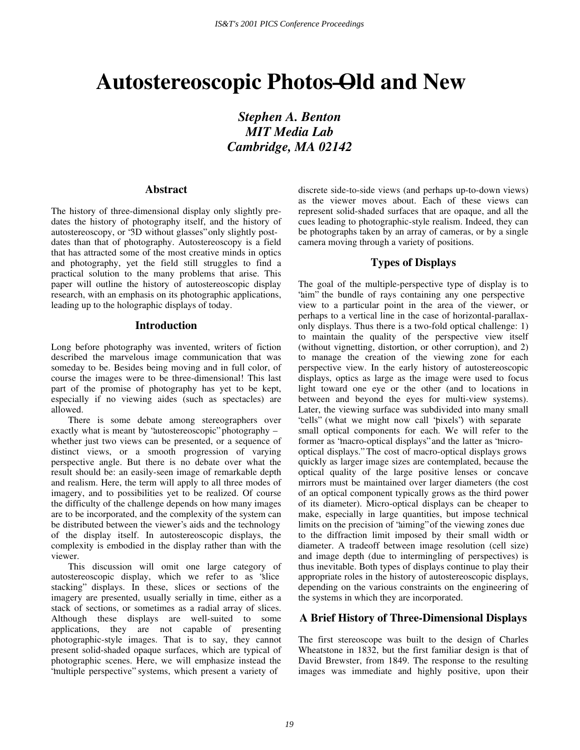# Autostereoscopic Photos—Old and New

***Stephen A. Benton***
***MIT Media Lab***
***Cambridge, MA 02142***

## Abstract

The history of three-dimensional display only slightly pre-dates the history of photography itself, and the history of autostereoscopy, or "3D without glasses" only slightly post-dates than that of photography. Autostereoscopy is a field that has attracted some of the most creative minds in optics and photography, yet the field still struggles to find a practical solution to the many problems that arise. This paper will outline the history of autostereoscopic display research, with an emphasis on its photographic applications, leading up to the holographic displays of today.

## Introduction

Long before photography was invented, writers of fiction described the marvelous image communication that was someday to be. Besides being moving and in full color, of course the images were to be three-dimensional! This last part of the promise of photography has yet to be kept, especially if no viewing aides (such as spectacles) are allowed.

There is some debate among stereographers over exactly what is meant by "autostereoscopic" photography – whether just two views can be presented, or a sequence of distinct views, or a smooth progression of varying perspective angle. But there is no debate over what the result should be: an easily-seen image of remarkable depth and realism. Here, the term will apply to all three modes of imagery, and to possibilities yet to be realized. Of course the difficulty of the challenge depends on how many images are to be incorporated, and the complexity of the system can be distributed between the viewer's aids and the technology of the display itself. In autostereoscopic displays, the complexity is embodied in the display rather than with the viewer.

This discussion will omit one large category of autostereoscopic display, which we refer to as "slice stacking" displays. In these, slices or sections of the imagery are presented, usually serially in time, either as a stack of sections, or sometimes as a radial array of slices. Although these displays are well-suited to some applications, they are not capable of presenting photographic-style images. That is to say, they cannot present solid-shaded opaque surfaces, which are typical of photographic scenes. Here, we will emphasize instead the "multiple perspective" systems, which present a variety of discrete side-to-side views (and perhaps up-to-down views) as the viewer moves about. Each of these views can represent solid-shaded surfaces that are opaque, and all the cues leading to photographic-style realism. Indeed, they can be photographs taken by an array of cameras, or by a single camera moving through a variety of positions.

## Types of Displays

The goal of the multiple-perspective type of display is to "aim" the bundle of rays containing any one perspective view to a particular point in the area of the viewer, or perhaps to a vertical line in the case of horizontal-parallax-only displays. Thus there is a two-fold optical challenge: 1) to maintain the quality of the perspective view itself (without vignetting, distortion, or other corruption), and 2) to manage the creation of the viewing zone for each perspective view. In the early history of autostereoscopic displays, optics as large as the image were used to focus light toward one eye or the other (and to locations in between and beyond the eyes for multi-view systems). Later, the viewing surface was subdivided into many small "cells" (what we might now call "pixels") with separate small optical components for each. We will refer to the former as "macro-optical displays" and the latter as "micro-optical displays." The cost of macro-optical displays grows quickly as larger image sizes are contemplated, because the optical quality of the large positive lenses or concave mirrors must be maintained over larger diameters (the cost of an optical component typically grows as the third power of its diameter). Micro-optical displays can be cheaper to make, especially in large quantities, but impose technical limits on the precision of "aiming" of the viewing zones due to the diffraction limit imposed by their small width or diameter. A tradeoff between image resolution (cell size) and image depth (due to intermingling of perspectives) is thus inevitable. Both types of displays continue to play their appropriate roles in the history of autostereoscopic displays, depending on the various constraints on the engineering of the systems in which they are incorporated.

## A Brief History of Three-Dimensional Displays

The first stereoscope was built to the design of Charles Wheatstone in 1832, but the first familiar design is that of David Brewster, from 1849. The response to the resulting images was immediate and highly positive, upon their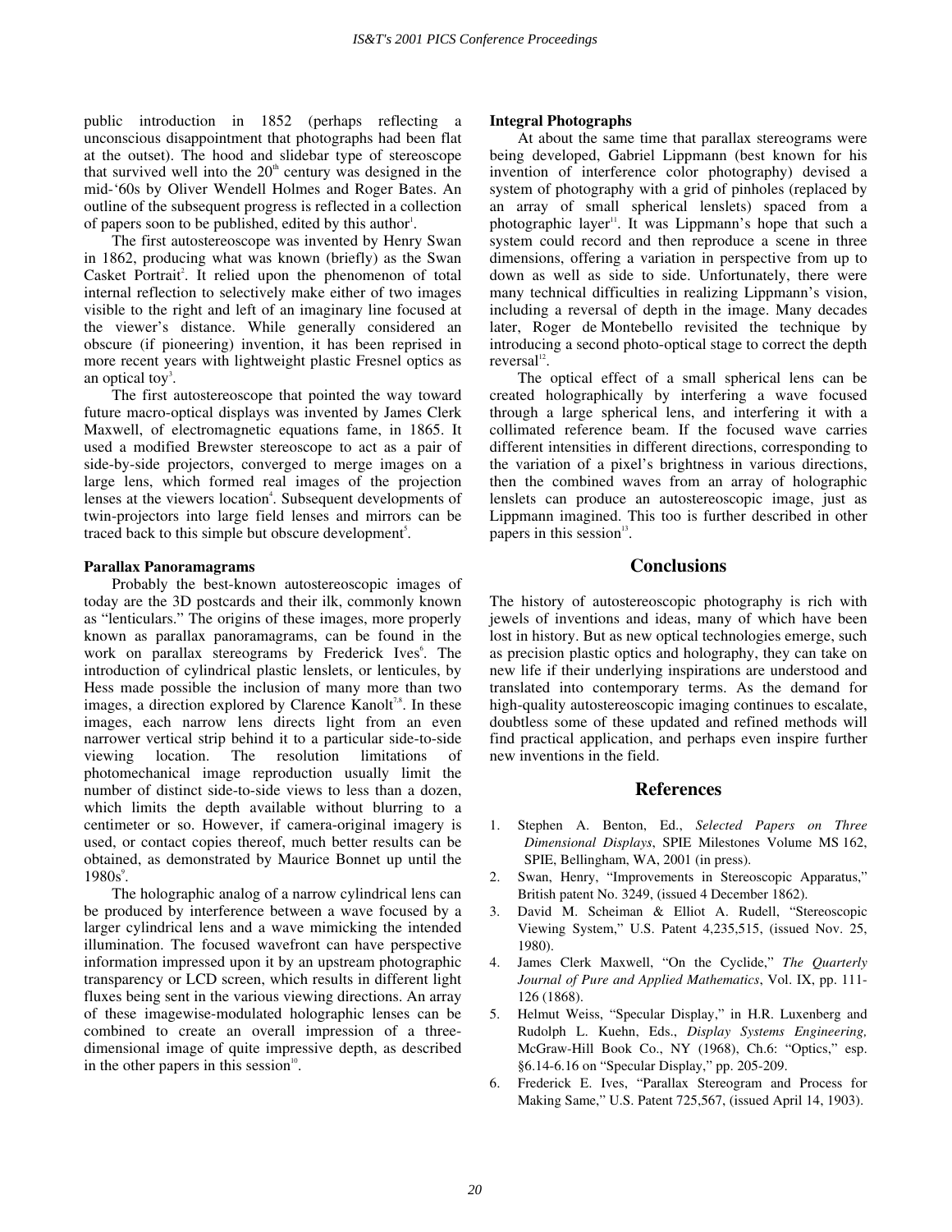public introduction in 1852 (perhaps reflecting a unconscious disappointment that photographs had been flat at the outset). The hood and slidebar type of stereoscope that survived well into the 20th century was designed in the mid-'60s by Oliver Wendell Holmes and Roger Bates. An outline of the subsequent progress is reflected in a collection of papers soon to be published, edited by this author[1].

The first autostereoscope was invented by Henry Swan in 1862, producing what was known (briefly) as the Swan Casket Portrait[2]. It relied upon the phenomenon of total internal reflection to selectively make either of two images visible to the right and left of an imaginary line focused at the viewer's distance. While generally considered an obscure (if pioneering) invention, it has been reprised in more recent years with lightweight plastic Fresnel optics as an optical toy[3].

The first autostereoscope that pointed the way toward future macro-optical displays was invented by James Clerk Maxwell, of electromagnetic equations fame, in 1865. It used a modified Brewster stereoscope to act as a pair of side-by-side projectors, converged to merge images on a large lens, which formed real images of the projection lenses at the viewers location[4]. Subsequent developments of twin-projectors into large field lenses and mirrors can be traced back to this simple but obscure development[5].

**Parallax Panoramagrams**

Probably the best-known autostereoscopic images of today are the 3D postcards and their ilk, commonly known as "lenticulars." The origins of these images, more properly known as parallax panoramagrams, can be found in the work on parallax stereograms by Frederick Ives[6]. The introduction of cylindrical plastic lenslets, or lenticules, by Hess made possible the inclusion of many more than two images, a direction explored by Clarence Kanolt[7,8]. In these images, each narrow lens directs light from an even narrower vertical strip behind it to a particular side-to-side viewing location. The resolution limitations of photomechanical image reproduction usually limit the number of distinct side-to-side views to less than a dozen, which limits the depth available without blurring to a centimeter or so. However, if camera-original imagery is used, or contact copies thereof, much better results can be obtained, as demonstrated by Maurice Bonnet up until the 1980s[9].

The holographic analog of a narrow cylindrical lens can be produced by interference between a wave focused by a larger cylindrical lens and a wave mimicking the intended illumination. The focused wavefront can have perspective information impressed upon it by an upstream photographic transparency or LCD screen, which results in different light fluxes being sent in the various viewing directions. An array of these imagewise-modulated holographic lenses can be combined to create an overall impression of a three-dimensional image of quite impressive depth, as described in the other papers in this session[10].

**Integral Photographs**

At about the same time that parallax stereograms were being developed, Gabriel Lippmann (best known for his invention of interference color photography) devised a system of photography with a grid of pinholes (replaced by an array of small spherical lenslets) spaced from a photographic layer[11]. It was Lippmann's hope that such a system could record and then reproduce a scene in three dimensions, offering a variation in perspective from up to down as well as side to side. Unfortunately, there were many technical difficulties in realizing Lippmann's vision, including a reversal of depth in the image. Many decades later, Roger de Montebello revisited the technique by introducing a second photo-optical stage to correct the depth reversal[12].

The optical effect of a small spherical lens can be created holographically by interfering a wave focused through a large spherical lens, and interfering it with a collimated reference beam. If the focused wave carries different intensities in different directions, corresponding to the variation of a pixel's brightness in various directions, then the combined waves from an array of holographic lenslets can produce an autostereoscopic image, just as Lippmann imagined. This too is further described in other papers in this session[13].

## Conclusions

The history of autostereoscopic photography is rich with jewels of inventions and ideas, many of which have been lost in history. But as new optical technologies emerge, such as precision plastic optics and holography, they can take on new life if their underlying inspirations are understood and translated into contemporary terms. As the demand for high-quality autostereoscopic imaging continues to escalate, doubtless some of these updated and refined methods will find practical application, and perhaps even inspire further new inventions in the field.

## References

1. Stephen A. Benton, Ed., *Selected Papers on Three Dimensional Displays*, SPIE Milestones Volume MS 162, SPIE, Bellingham, WA, 2001 (in press).
2. Swan, Henry, "Improvements in Stereoscopic Apparatus," British patent No. 3249, (issued 4 December 1862).
3. David M. Scheiman & Elliot A. Rudell, "Stereoscopic Viewing System," U.S. Patent 4,235,515, (issued Nov. 25, 1980).
4. James Clerk Maxwell, "On the Cyclide," *The Quarterly Journal of Pure and Applied Mathematics*, Vol. IX, pp. 111-126 (1868).
5. Helmut Weiss, "Specular Display," in H.R. Luxenberg and Rudolph L. Kuehn, Eds., *Display Systems Engineering,* McGraw-Hill Book Co., NY (1968), Ch.6: "Optics," esp. §6.14-6.16 on "Specular Display," pp. 205-209.
6. Frederick E. Ives, "Parallax Stereogram and Process for Making Same," U.S. Patent 725,567, (issued April 14, 1903).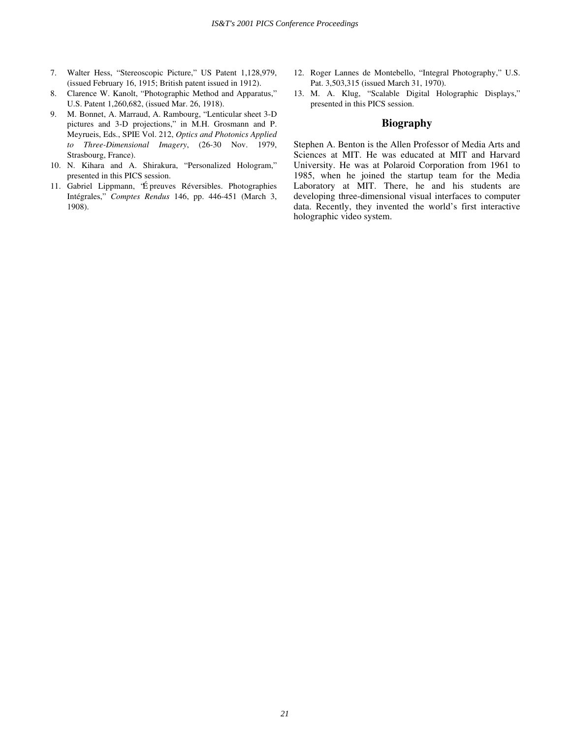7. Walter Hess, "Stereoscopic Picture," US Patent 1,128,979, (issued February 16, 1915; British patent issued in 1912).
8. Clarence W. Kanolt, "Photographic Method and Apparatus," U.S. Patent 1,260,682, (issued Mar. 26, 1918).
9. M. Bonnet, A. Marraud, A. Rambourg, "Lenticular sheet 3-D pictures and 3-D projections," in M.H. Grosmann and P. Meyrueis, Eds., SPIE Vol. 212, *Optics and Photonics Applied to Three-Dimensional Imagery*, (26-30 Nov. 1979, Strasbourg, France).
10. N. Kihara and A. Shirakura, "Personalized Hologram," presented in this PICS session.
11. Gabriel Lippmann, "Épreuves Réversibles. Photographies Intégrales," *Comptes Rendus* 146, pp. 446-451 (March 3, 1908).
12. Roger Lannes de Montebello, "Integral Photography," U.S. Pat. 3,503,315 (issued March 31, 1970).
13. M. A. Klug, "Scalable Digital Holographic Displays," presented in this PICS session.

## Biography

Stephen A. Benton is the Allen Professor of Media Arts and Sciences at MIT. He was educated at MIT and Harvard University. He was at Polaroid Corporation from 1961 to 1985, when he joined the startup team for the Media Laboratory at MIT. There, he and his students are developing three-dimensional visual interfaces to computer data. Recently, they invented the world's first interactive holographic video system.